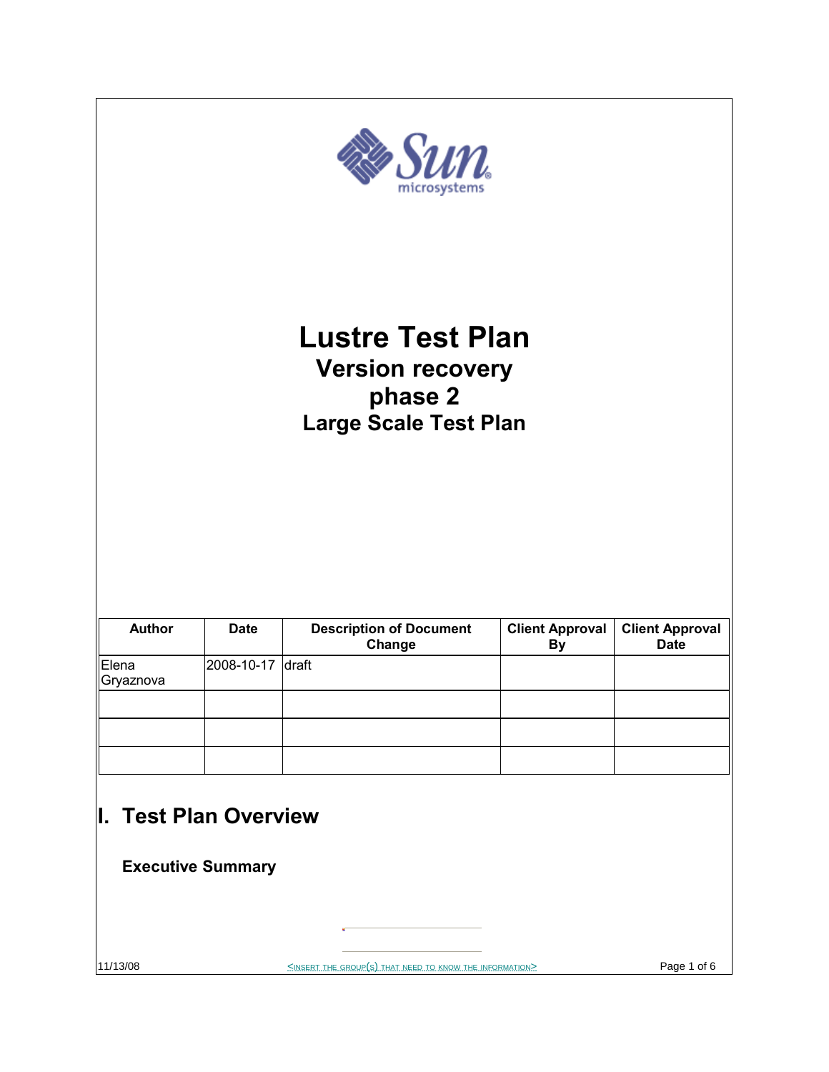# Lustre Test Plan

## Version recovery phase 2

## Large Scale Test Plan

| Author | Date | Description of Document Change | Client Approval By | Client Approval Date |
| --- | --- | --- | --- | --- |
| Elena Gryaznova | 2008-10-17 | draft | | |
| | | | | |
| | | | | |
| | | | | |

# I. Test Plan Overview

### Executive Summary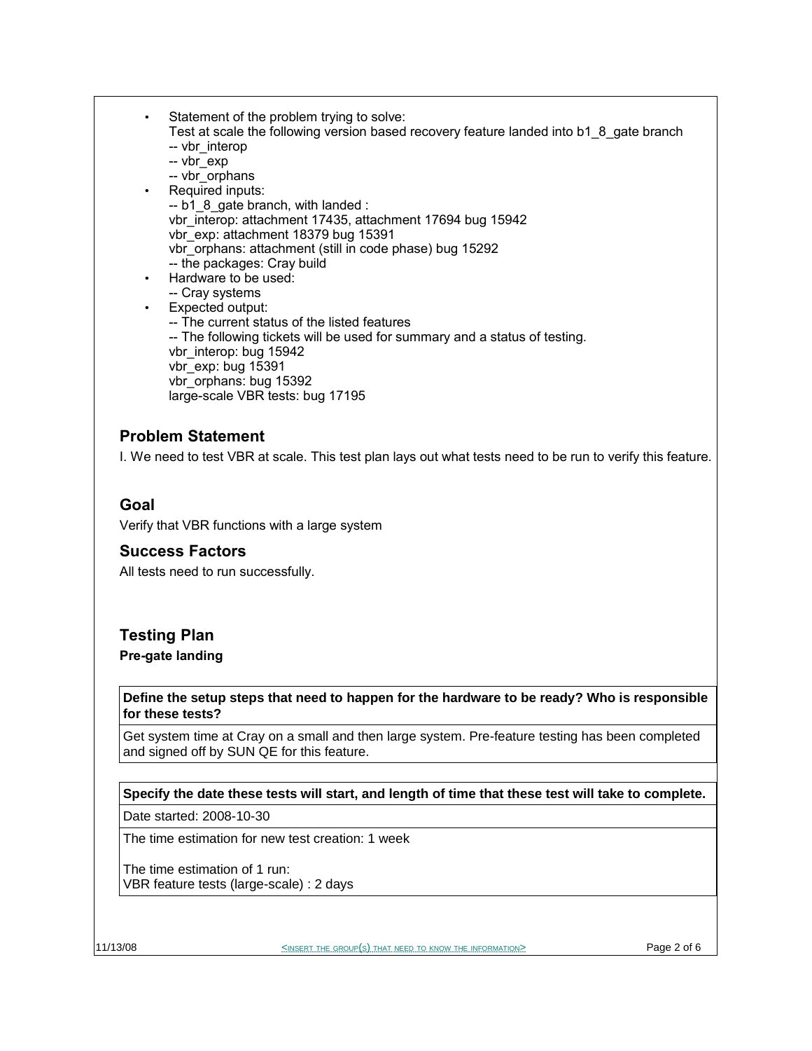- Statement of the problem trying to solve:
  Test at scale the following version based recovery feature landed into b1_8_gate branch
  -- vbr_interop
  -- vbr_exp
  -- vbr_orphans
- Required inputs:
  -- b1_8_gate branch, with landed :
  vbr_interop: attachment 17435, attachment 17694 bug 15942
  vbr_exp: attachment 18379 bug 15391
  vbr_orphans: attachment (still in code phase) bug 15292
  -- the packages: Cray build
- Hardware to be used:
  -- Cray systems
- Expected output:
  -- The current status of the listed features
  -- The following tickets will be used for summary and a status of testing.
  vbr_interop: bug 15942
  vbr_exp: bug 15391
  vbr_orphans: bug 15392
  large-scale VBR tests: bug 17195

## Problem Statement

I. We need to test VBR at scale. This test plan lays out what tests need to be run to verify this feature.

## Goal

Verify that VBR functions with a large system

## Success Factors

All tests need to run successfully.

## Testing Plan

**Pre-gate landing**

| Define the setup steps that need to happen for the hardware to be ready? Who is responsible for these tests? |
|---|
| Get system time at Cray on a small and then large system. Pre-feature testing has been completed and signed off by SUN QE for this feature. |

| Specify the date these tests will start, and length of time that these test will take to complete. |
|---|
| Date started: 2008-10-30 |
| The time estimation for new test creation: 1 week<br><br>The time estimation of 1 run:<br>VBR feature tests (large-scale) : 2 days |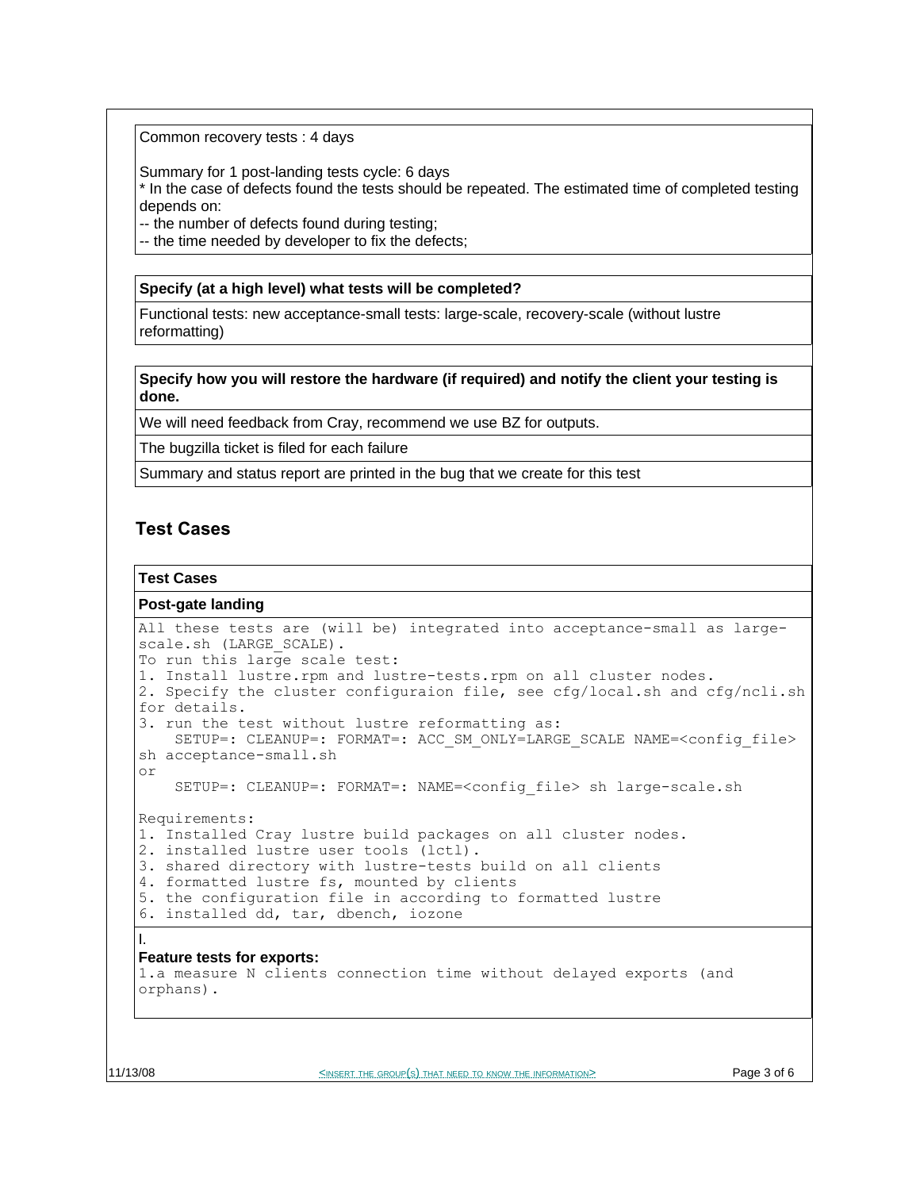Common recovery tests : 4 days

Summary for 1 post-landing tests cycle: 6 days
* In the case of defects found the tests should be repeated. The estimated time of completed testing depends on:
-- the number of defects found during testing;
-- the time needed by developer to fix the defects;

**Specify (at a high level) what tests will be completed?**

Functional tests: new acceptance-small tests: large-scale, recovery-scale (without lustre reformatting)

**Specify how you will restore the hardware (if required) and notify the client your testing is done.**

We will need feedback from Cray, recommend we use BZ for outputs.

The bugzilla ticket is filed for each failure

Summary and status report are printed in the bug that we create for this test

## Test Cases

### Test Cases

**Post-gate landing**

```
All these tests are (will be) integrated into acceptance-small as large-
scale.sh (LARGE_SCALE).
To run this large scale test:
1. Install lustre.rpm and lustre-tests.rpm on all cluster nodes.
2. Specify the cluster configuraion file, see cfg/local.sh and cfg/ncli.sh
for details.
3. run the test without lustre reformatting as:
    SETUP=: CLEANUP=: FORMAT=: ACC_SM_ONLY=LARGE_SCALE NAME=<config_file>
sh acceptance-small.sh
or
    SETUP=: CLEANUP=: FORMAT=: NAME=<config_file> sh large-scale.sh

Requirements:
1. Installed Cray lustre build packages on all cluster nodes.
2. installed lustre user tools (lctl).
3. shared directory with lustre-tests build on all clients
4. formatted lustre fs, mounted by clients
5. the configuration file in according to formatted lustre
6. installed dd, tar, dbench, iozone
```

I.
**Feature tests for exports:**

```
1.a measure N clients connection time without delayed exports (and
orphans).
```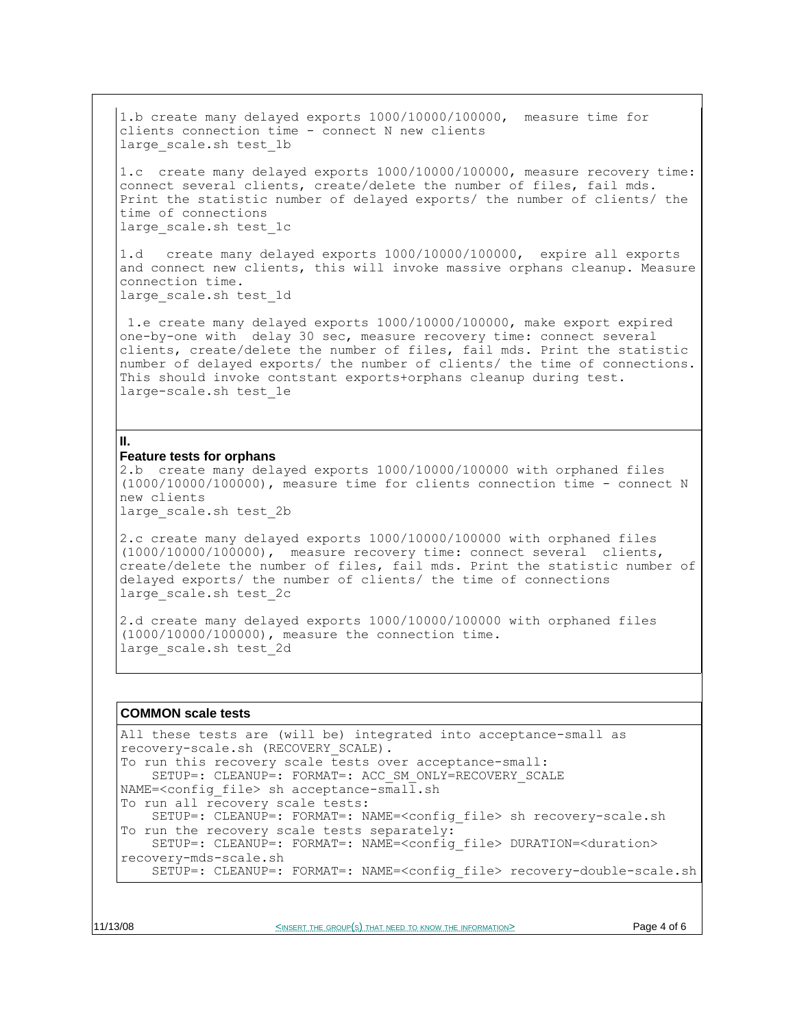1.b create many delayed exports 1000/10000/100000, measure time for clients connection time - connect N new clients
large_scale.sh test_1b

1.c create many delayed exports 1000/10000/100000, measure recovery time: connect several clients, create/delete the number of files, fail mds. Print the statistic number of delayed exports/ the number of clients/ the time of connections
large_scale.sh test_1c

1.d create many delayed exports 1000/10000/100000, expire all exports and connect new clients, this will invoke massive orphans cleanup. Measure connection time.
large_scale.sh test_1d

1.e create many delayed exports 1000/10000/100000, make export expired one-by-one with delay 30 sec, measure recovery time: connect several clients, create/delete the number of files, fail mds. Print the statistic number of delayed exports/ the number of clients/ the time of connections. This should invoke contstant exports+orphans cleanup during test.
large-scale.sh test_1e

**II.**

**Feature tests for orphans**

2.b create many delayed exports 1000/10000/100000 with orphaned files (1000/10000/100000), measure time for clients connection time - connect N new clients
large_scale.sh test_2b

2.c create many delayed exports 1000/10000/100000 with orphaned files (1000/10000/100000), measure recovery time: connect several clients, create/delete the number of files, fail mds. Print the statistic number of delayed exports/ the number of clients/ the time of connections
large_scale.sh test_2c

2.d create many delayed exports 1000/10000/100000 with orphaned files (1000/10000/100000), measure the connection time.
large_scale.sh test_2d

**COMMON scale tests**

All these tests are (will be) integrated into acceptance-small as recovery-scale.sh (RECOVERY_SCALE).

To run this recovery scale tests over acceptance-small:

```
    SETUP=: CLEANUP=: FORMAT=: ACC_SM_ONLY=RECOVERY_SCALE NAME=<config_file> sh acceptance-small.sh
```

To run all recovery scale tests:

```
    SETUP=: CLEANUP=: FORMAT=: NAME=<config_file> sh recovery-scale.sh
```

To run the recovery scale tests separately:

```
    SETUP=: CLEANUP=: FORMAT=: NAME=<config_file> DURATION=<duration> recovery-mds-scale.sh
    SETUP=: CLEANUP=: FORMAT=: NAME=<config_file> recovery-double-scale.sh
```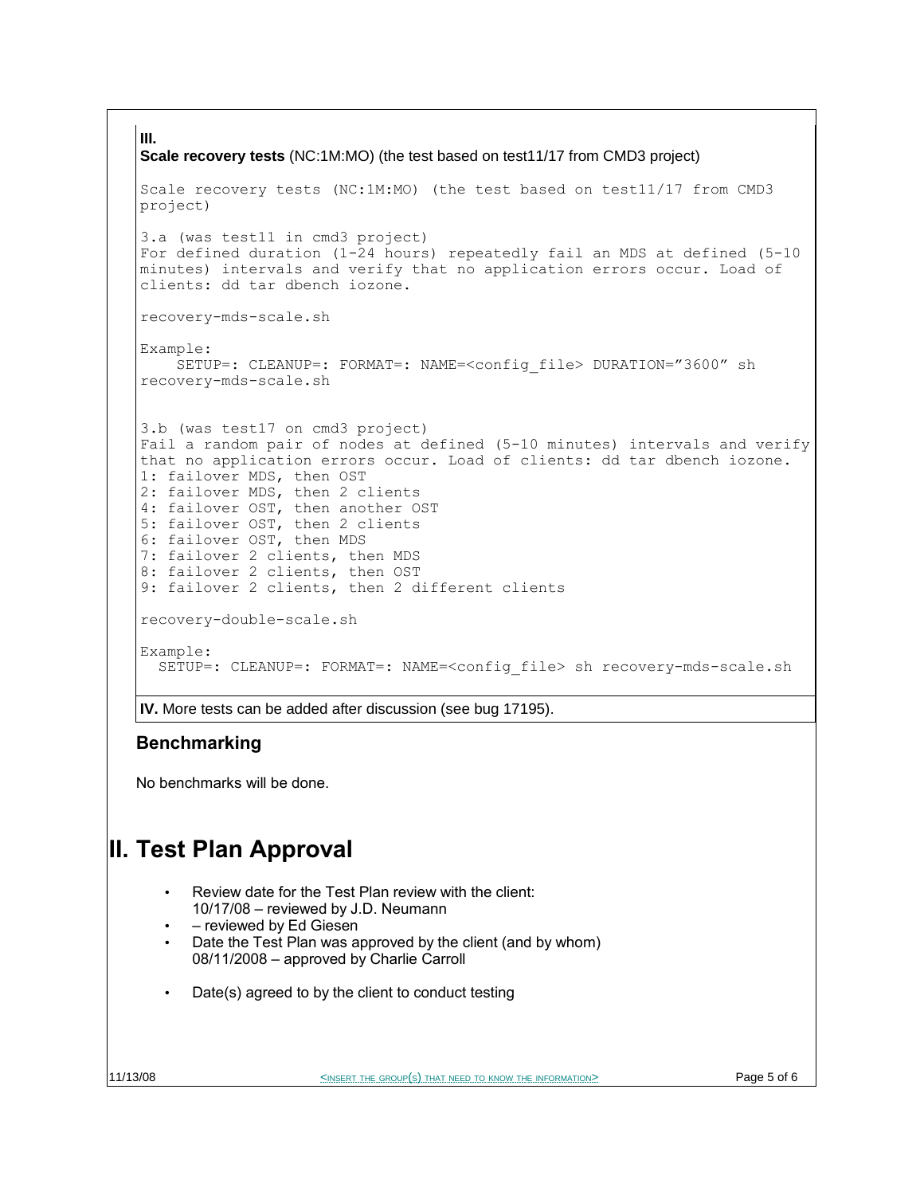**III.**
**Scale recovery tests** (NC:1M:MO) (the test based on test11/17 from CMD3 project)

```
Scale recovery tests (NC:1M:MO) (the test based on test11/17 from CMD3
project)

3.a (was test11 in cmd3 project)
For defined duration (1-24 hours) repeatedly fail an MDS at defined (5-10
minutes) intervals and verify that no application errors occur. Load of
clients: dd tar dbench iozone.

recovery-mds-scale.sh

Example:
    SETUP=: CLEANUP=: FORMAT=: NAME=<config_file> DURATION="3600" sh
recovery-mds-scale.sh


3.b (was test17 on cmd3 project)
Fail a random pair of nodes at defined (5-10 minutes) intervals and verify
that no application errors occur. Load of clients: dd tar dbench iozone.
1: failover MDS, then OST
2: failover MDS, then 2 clients
4: failover OST, then another OST
5: failover OST, then 2 clients
6: failover OST, then MDS
7: failover 2 clients, then MDS
8: failover 2 clients, then OST
9: failover 2 clients, then 2 different clients

recovery-double-scale.sh

Example:
  SETUP=: CLEANUP=: FORMAT=: NAME=<config_file> sh recovery-mds-scale.sh
```

**IV.** More tests can be added after discussion (see bug 17195).

### Benchmarking

No benchmarks will be done.

# II. Test Plan Approval

- Review date for the Test Plan review with the client:
  10/17/08 – reviewed by J.D. Neumann
- – reviewed by Ed Giesen
- Date the Test Plan was approved by the client (and by whom)
  08/11/2008 – approved by Charlie Carroll
- Date(s) agreed to by the client to conduct testing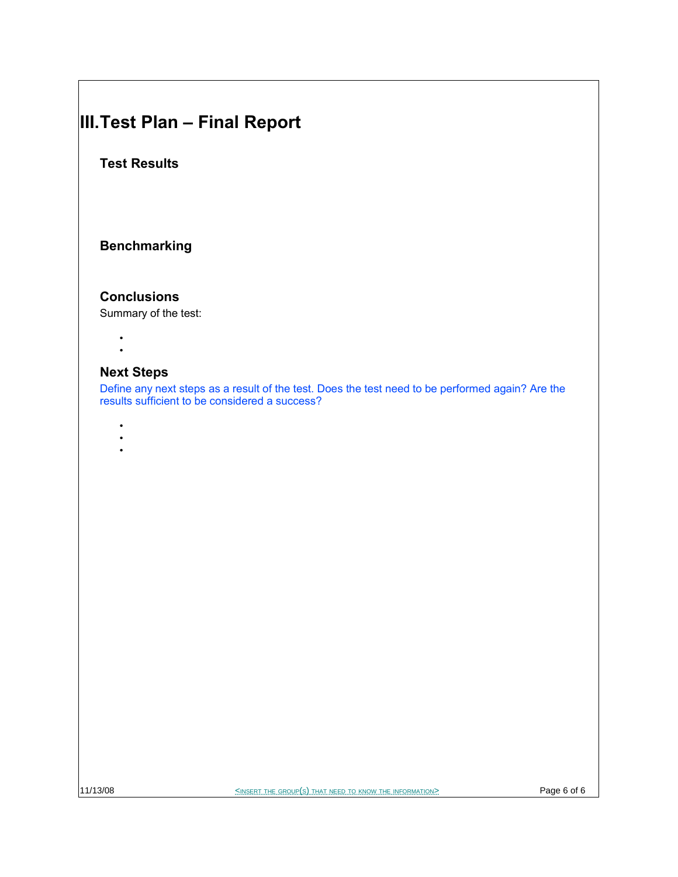# III. Test Plan – Final Report

## Test Results

## Benchmarking

## Conclusions

Summary of the test:

- 
- 

## Next Steps

Define any next steps as a result of the test. Does the test need to be performed again? Are the results sufficient to be considered a success?

- 
- 
-